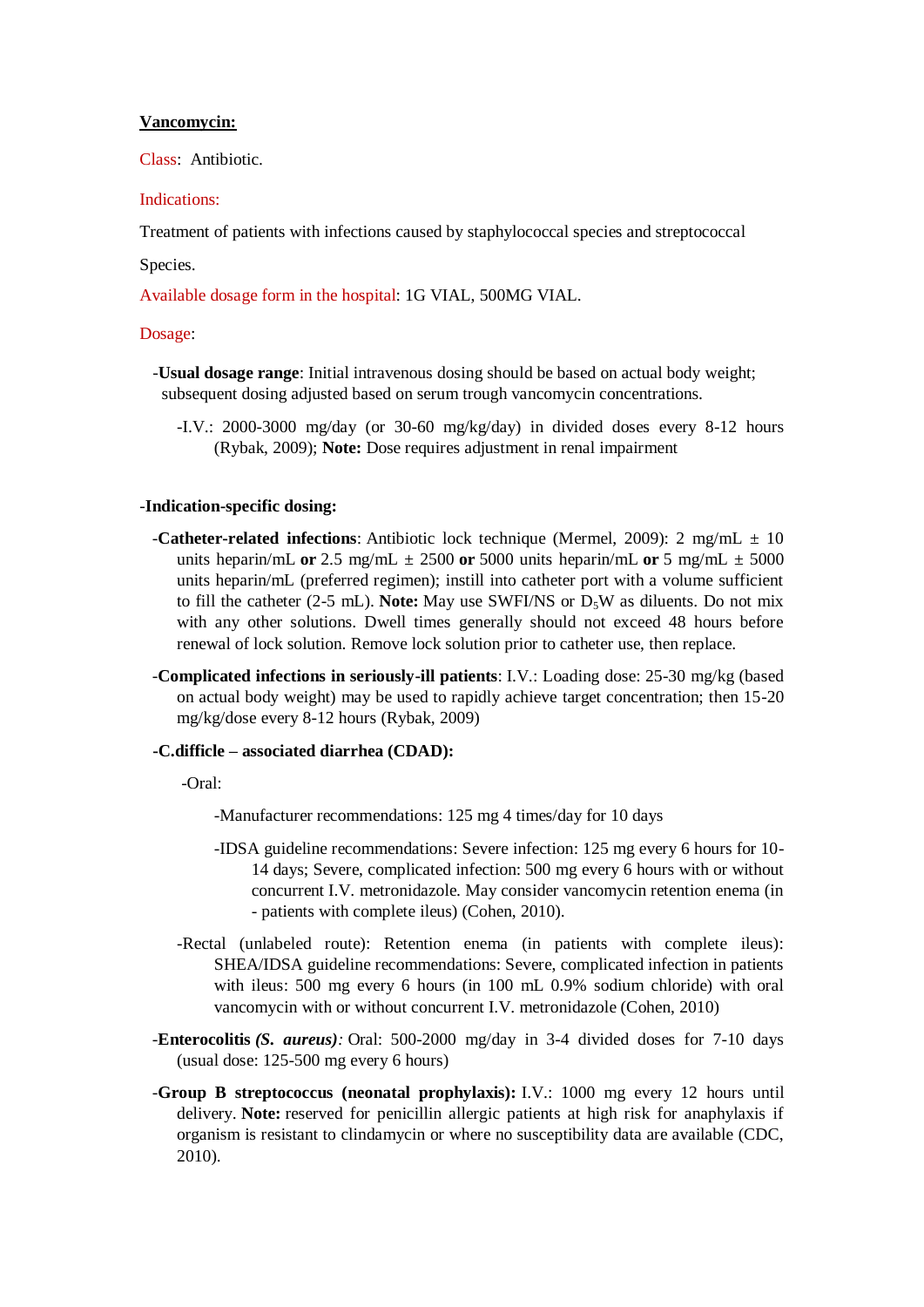**<u>Vancomycin:</u>**

Class: Antibiotic.

Indications:

Treatment of patients with infections caused by staphylococcal species and streptococcal

Species.

Available dosage form in the hospital: 1G VIAL, 500MG VIAL.

Dosage:

-**Usual dosage range**: Initial intravenous dosing should be based on actual body weight; subsequent dosing adjusted based on serum trough vancomycin concentrations.

-I.V.: 2000-3000 mg/day (or 30-60 mg/kg/day) in divided doses every 8-12 hours (Rybak, 2009); **Note:** Dose requires adjustment in renal impairment

-**Indication-specific dosing:**

-**Catheter-related infections**: Antibiotic lock technique (Mermel, 2009): 2 mg/mL ± 10 units heparin/mL **or** 2.5 mg/mL ± 2500 **or** 5000 units heparin/mL **or** 5 mg/mL ± 5000 units heparin/mL (preferred regimen); instill into catheter port with a volume sufficient to fill the catheter (2-5 mL). **Note:** May use SWFI/NS or $D_5W$ as diluents. Do not mix with any other solutions. Dwell times generally should not exceed 48 hours before renewal of lock solution. Remove lock solution prior to catheter use, then replace.

-**Complicated infections in seriously-ill patients**: I.V.: Loading dose: 25-30 mg/kg (based on actual body weight) may be used to rapidly achieve target concentration; then 15-20 mg/kg/dose every 8-12 hours (Rybak, 2009)

**-C.difficile – associated diarrhea (CDAD):**

-Oral:

-Manufacturer recommendations: 125 mg 4 times/day for 10 days

-IDSA guideline recommendations: Severe infection: 125 mg every 6 hours for 10-14 days; Severe, complicated infection: 500 mg every 6 hours with or without concurrent I.V. metronidazole. May consider vancomycin retention enema (in - patients with complete ileus) (Cohen, 2010).

-Rectal (unlabeled route): Retention enema (in patients with complete ileus): SHEA/IDSA guideline recommendations: Severe, complicated infection in patients with ileus: 500 mg every 6 hours (in 100 mL 0.9% sodium chloride) with oral vancomycin with or without concurrent I.V. metronidazole (Cohen, 2010)

-**Enterocolitis *(S. aureus)*:** Oral: 500-2000 mg/day in 3-4 divided doses for 7-10 days (usual dose: 125-500 mg every 6 hours)

-**Group B streptococcus (neonatal prophylaxis):** I.V.: 1000 mg every 12 hours until delivery. **Note:** reserved for penicillin allergic patients at high risk for anaphylaxis if organism is resistant to clindamycin or where no susceptibility data are available (CDC, 2010).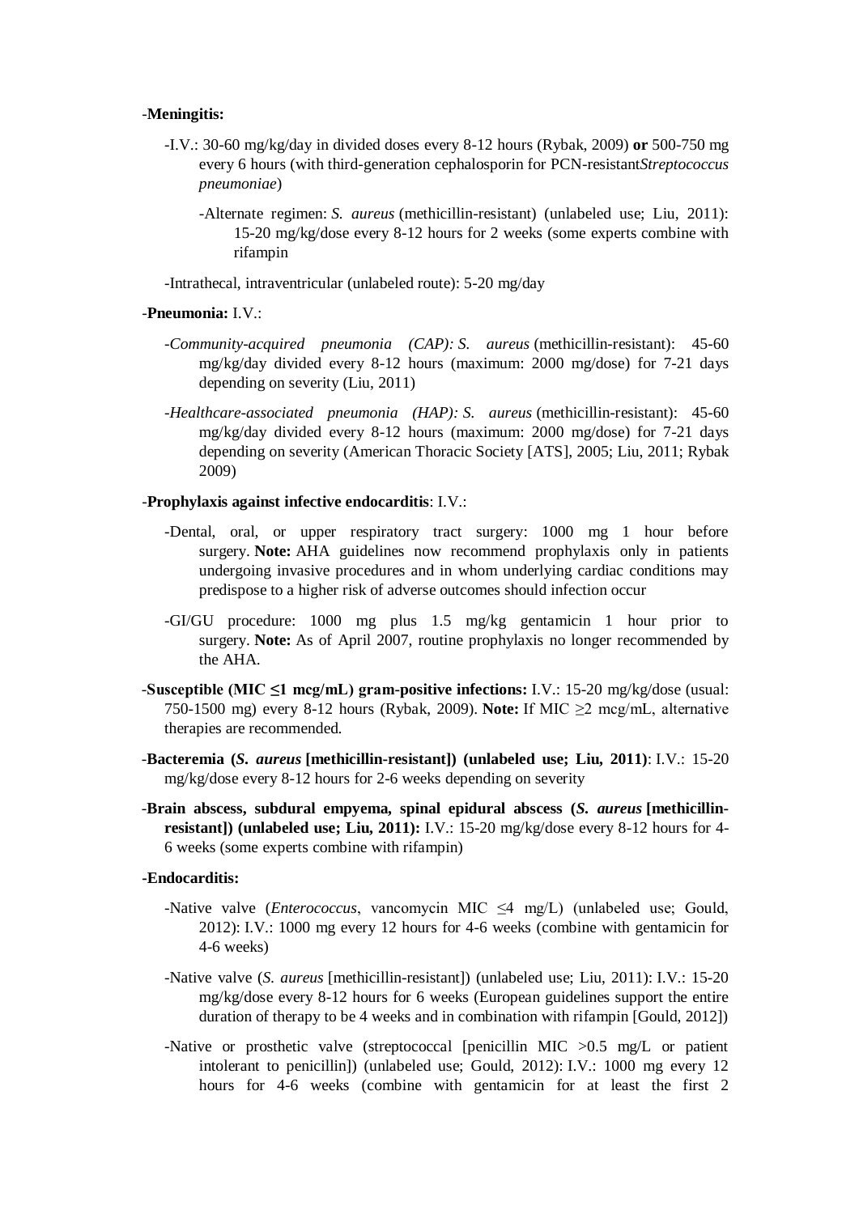-**Meningitis:**

-I.V.: 30-60 mg/kg/day in divided doses every 8-12 hours (Rybak, 2009) **or** 500-750 mg every 6 hours (with third-generation cephalosporin for PCN-resistant*Streptococcus pneumoniae*)

-Alternate regimen: *S. aureus* (methicillin-resistant) (unlabeled use; Liu, 2011): 15-20 mg/kg/dose every 8-12 hours for 2 weeks (some experts combine with rifampin

-Intrathecal, intraventricular (unlabeled route): 5-20 mg/day

-**Pneumonia:** I.V.:

-*Community-acquired pneumonia (CAP): S. aureus* (methicillin-resistant): 45-60 mg/kg/day divided every 8-12 hours (maximum: 2000 mg/dose) for 7-21 days depending on severity (Liu, 2011)

-*Healthcare-associated pneumonia (HAP): S. aureus* (methicillin-resistant): 45-60 mg/kg/day divided every 8-12 hours (maximum: 2000 mg/dose) for 7-21 days depending on severity (American Thoracic Society [ATS], 2005; Liu, 2011; Rybak 2009)

-**Prophylaxis against infective endocarditis**: I.V.:

-Dental, oral, or upper respiratory tract surgery: 1000 mg 1 hour before surgery. **Note:** AHA guidelines now recommend prophylaxis only in patients undergoing invasive procedures and in whom underlying cardiac conditions may predispose to a higher risk of adverse outcomes should infection occur

-GI/GU procedure: 1000 mg plus 1.5 mg/kg gentamicin 1 hour prior to surgery. **Note:** As of April 2007, routine prophylaxis no longer recommended by the AHA.

-**Susceptible (MIC ≤1 mcg/mL) gram-positive infections:** I.V.: 15-20 mg/kg/dose (usual: 750-1500 mg) every 8-12 hours (Rybak, 2009). **Note:** If MIC ≥2 mcg/mL, alternative therapies are recommended.

-**Bacteremia (*S. aureus* [methicillin-resistant]) (unlabeled use; Liu, 2011)**: I.V.: 15-20 mg/kg/dose every 8-12 hours for 2-6 weeks depending on severity

-**Brain abscess, subdural empyema, spinal epidural abscess (*S. aureus* [methicillin-resistant]) (unlabeled use; Liu, 2011):** I.V.: 15-20 mg/kg/dose every 8-12 hours for 4-6 weeks (some experts combine with rifampin)

**-Endocarditis:**

-Native valve (*Enterococcus*, vancomycin MIC ≤4 mg/L) (unlabeled use; Gould, 2012): I.V.: 1000 mg every 12 hours for 4-6 weeks (combine with gentamicin for 4-6 weeks)

-Native valve (*S. aureus* [methicillin-resistant]) (unlabeled use; Liu, 2011): I.V.: 15-20 mg/kg/dose every 8-12 hours for 6 weeks (European guidelines support the entire duration of therapy to be 4 weeks and in combination with rifampin [Gould, 2012])

-Native or prosthetic valve (streptococcal [penicillin MIC >0.5 mg/L or patient intolerant to penicillin]) (unlabeled use; Gould, 2012): I.V.: 1000 mg every 12 hours for 4-6 weeks (combine with gentamicin for at least the first 2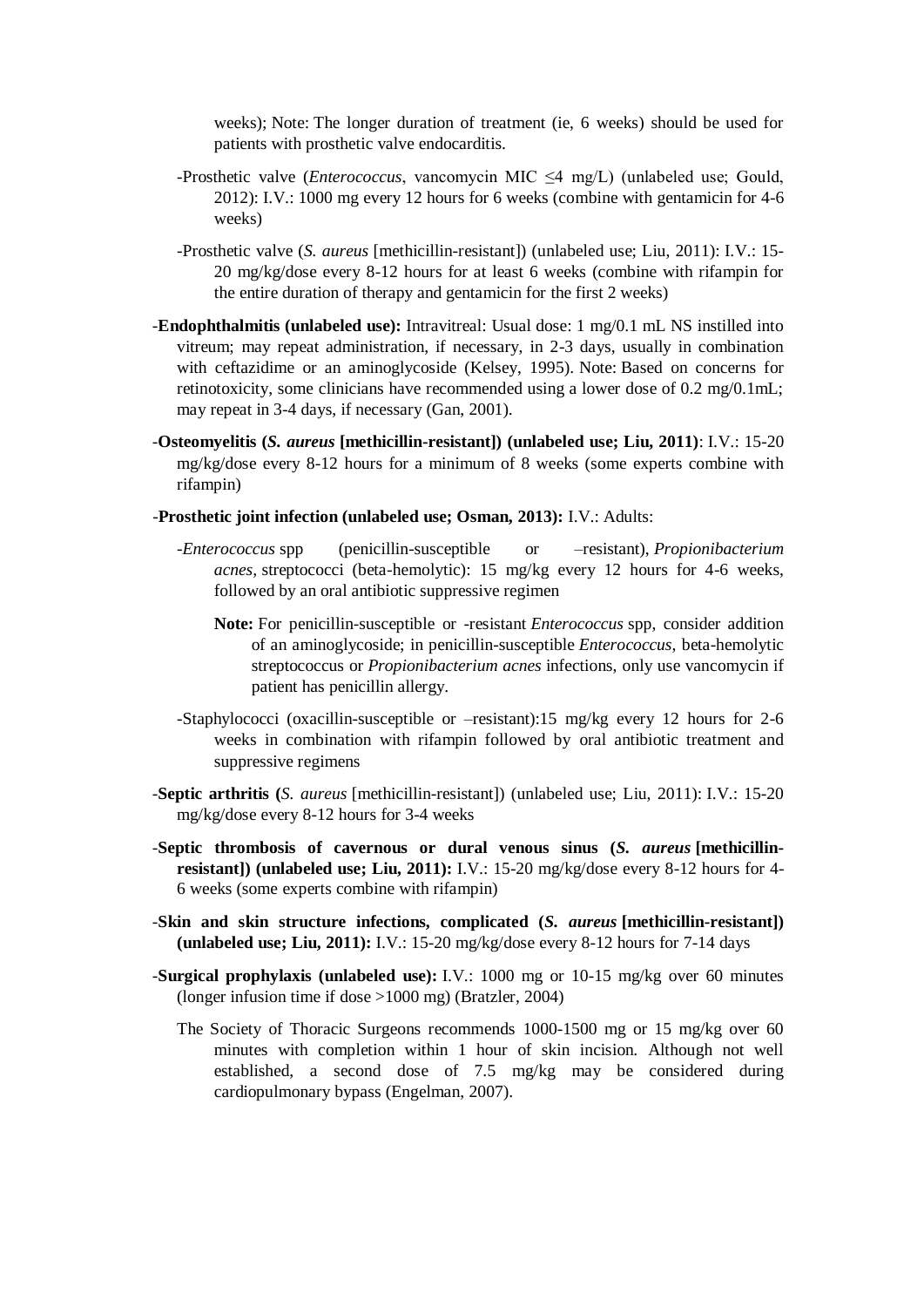weeks); Note: The longer duration of treatment (ie, 6 weeks) should be used for patients with prosthetic valve endocarditis.

-Prosthetic valve (*Enterococcus*, vancomycin MIC ≤4 mg/L) (unlabeled use; Gould, 2012): I.V.: 1000 mg every 12 hours for 6 weeks (combine with gentamicin for 4-6 weeks)

-Prosthetic valve (*S. aureus* [methicillin-resistant]) (unlabeled use; Liu, 2011): I.V.: 15-20 mg/kg/dose every 8-12 hours for at least 6 weeks (combine with rifampin for the entire duration of therapy and gentamicin for the first 2 weeks)

-**Endophthalmitis (unlabeled use):** Intravitreal: Usual dose: 1 mg/0.1 mL NS instilled into vitreum; may repeat administration, if necessary, in 2-3 days, usually in combination with ceftazidime or an aminoglycoside (Kelsey, 1995). Note: Based on concerns for retinotoxicity, some clinicians have recommended using a lower dose of 0.2 mg/0.1mL; may repeat in 3-4 days, if necessary (Gan, 2001).

-**Osteomyelitis (*S. aureus* [methicillin-resistant]) (unlabeled use; Liu, 2011)**: I.V.: 15-20 mg/kg/dose every 8-12 hours for a minimum of 8 weeks (some experts combine with rifampin)

-**Prosthetic joint infection (unlabeled use; Osman, 2013):** I.V.: Adults:

-*Enterococcus* spp (penicillin-susceptible or –resistant), *Propionibacterium acnes*, streptococci (beta-hemolytic): 15 mg/kg every 12 hours for 4-6 weeks, followed by an oral antibiotic suppressive regimen

**Note:** For penicillin-susceptible or -resistant *Enterococcus* spp, consider addition of an aminoglycoside; in penicillin-susceptible *Enterococcus*, beta-hemolytic streptococcus or *Propionibacterium acnes* infections, only use vancomycin if patient has penicillin allergy.

-Staphylococci (oxacillin-susceptible or –resistant):15 mg/kg every 12 hours for 2-6 weeks in combination with rifampin followed by oral antibiotic treatment and suppressive regimens

-**Septic arthritis (***S. aureus* [methicillin-resistant]) (unlabeled use; Liu, 2011): I.V.: 15-20 mg/kg/dose every 8-12 hours for 3-4 weeks

-**Septic thrombosis of cavernous or dural venous sinus (*S. aureus* [methicillin-resistant]) (unlabeled use; Liu, 2011):** I.V.: 15-20 mg/kg/dose every 8-12 hours for 4-6 weeks (some experts combine with rifampin)

-**Skin and skin structure infections, complicated (*S. aureus* [methicillin-resistant]) (unlabeled use; Liu, 2011):** I.V.: 15-20 mg/kg/dose every 8-12 hours for 7-14 days

-**Surgical prophylaxis (unlabeled use):** I.V.: 1000 mg or 10-15 mg/kg over 60 minutes (longer infusion time if dose >1000 mg) (Bratzler, 2004)

The Society of Thoracic Surgeons recommends 1000-1500 mg or 15 mg/kg over 60 minutes with completion within 1 hour of skin incision. Although not well established, a second dose of 7.5 mg/kg may be considered during cardiopulmonary bypass (Engelman, 2007).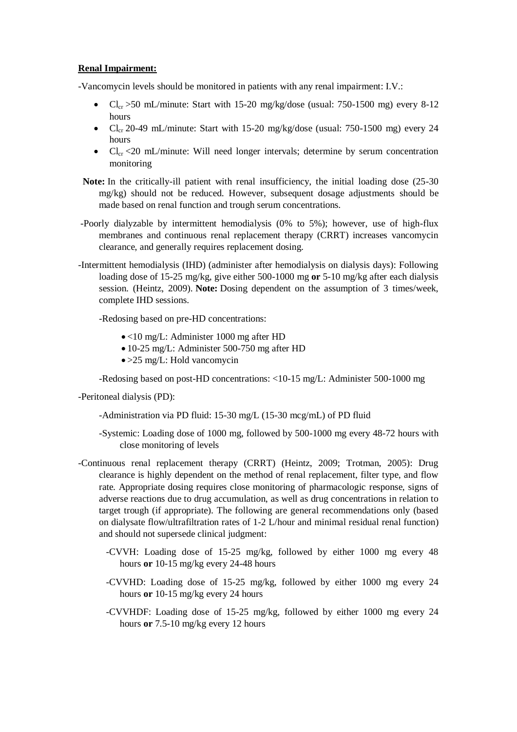**Renal Impairment:**

-Vancomycin levels should be monitored in patients with any renal impairment: I.V.:

- $Cl_{cr}$ >50 mL/minute: Start with 15-20 mg/kg/dose (usual: 750-1500 mg) every 8-12 hours
- $Cl_{cr}$ 20-49 mL/minute: Start with 15-20 mg/kg/dose (usual: 750-1500 mg) every 24 hours
- $Cl_{cr}$ <20 mL/minute: Will need longer intervals; determine by serum concentration monitoring

**Note:** In the critically-ill patient with renal insufficiency, the initial loading dose (25-30 mg/kg) should not be reduced. However, subsequent dosage adjustments should be made based on renal function and trough serum concentrations.

-Poorly dialyzable by intermittent hemodialysis (0% to 5%); however, use of high-flux membranes and continuous renal replacement therapy (CRRT) increases vancomycin clearance, and generally requires replacement dosing.

-Intermittent hemodialysis (IHD) (administer after hemodialysis on dialysis days): Following loading dose of 15-25 mg/kg, give either 500-1000 mg **or** 5-10 mg/kg after each dialysis session. (Heintz, 2009). **Note:** Dosing dependent on the assumption of 3 times/week, complete IHD sessions.

-Redosing based on pre-HD concentrations:

- <10 mg/L: Administer 1000 mg after HD
- 10-25 mg/L: Administer 500-750 mg after HD
- >25 mg/L: Hold vancomycin

-Redosing based on post-HD concentrations: <10-15 mg/L: Administer 500-1000 mg

-Peritoneal dialysis (PD):

-Administration via PD fluid: 15-30 mg/L (15-30 mcg/mL) of PD fluid

-Systemic: Loading dose of 1000 mg, followed by 500-1000 mg every 48-72 hours with close monitoring of levels

-Continuous renal replacement therapy (CRRT) (Heintz, 2009; Trotman, 2005): Drug clearance is highly dependent on the method of renal replacement, filter type, and flow rate. Appropriate dosing requires close monitoring of pharmacologic response, signs of adverse reactions due to drug accumulation, as well as drug concentrations in relation to target trough (if appropriate). The following are general recommendations only (based on dialysate flow/ultrafiltration rates of 1-2 L/hour and minimal residual renal function) and should not supersede clinical judgment:

-CVVH: Loading dose of 15-25 mg/kg, followed by either 1000 mg every 48 hours **or** 10-15 mg/kg every 24-48 hours

-CVVHD: Loading dose of 15-25 mg/kg, followed by either 1000 mg every 24 hours **or** 10-15 mg/kg every 24 hours

-CVVHDF: Loading dose of 15-25 mg/kg, followed by either 1000 mg every 24 hours **or** 7.5-10 mg/kg every 12 hours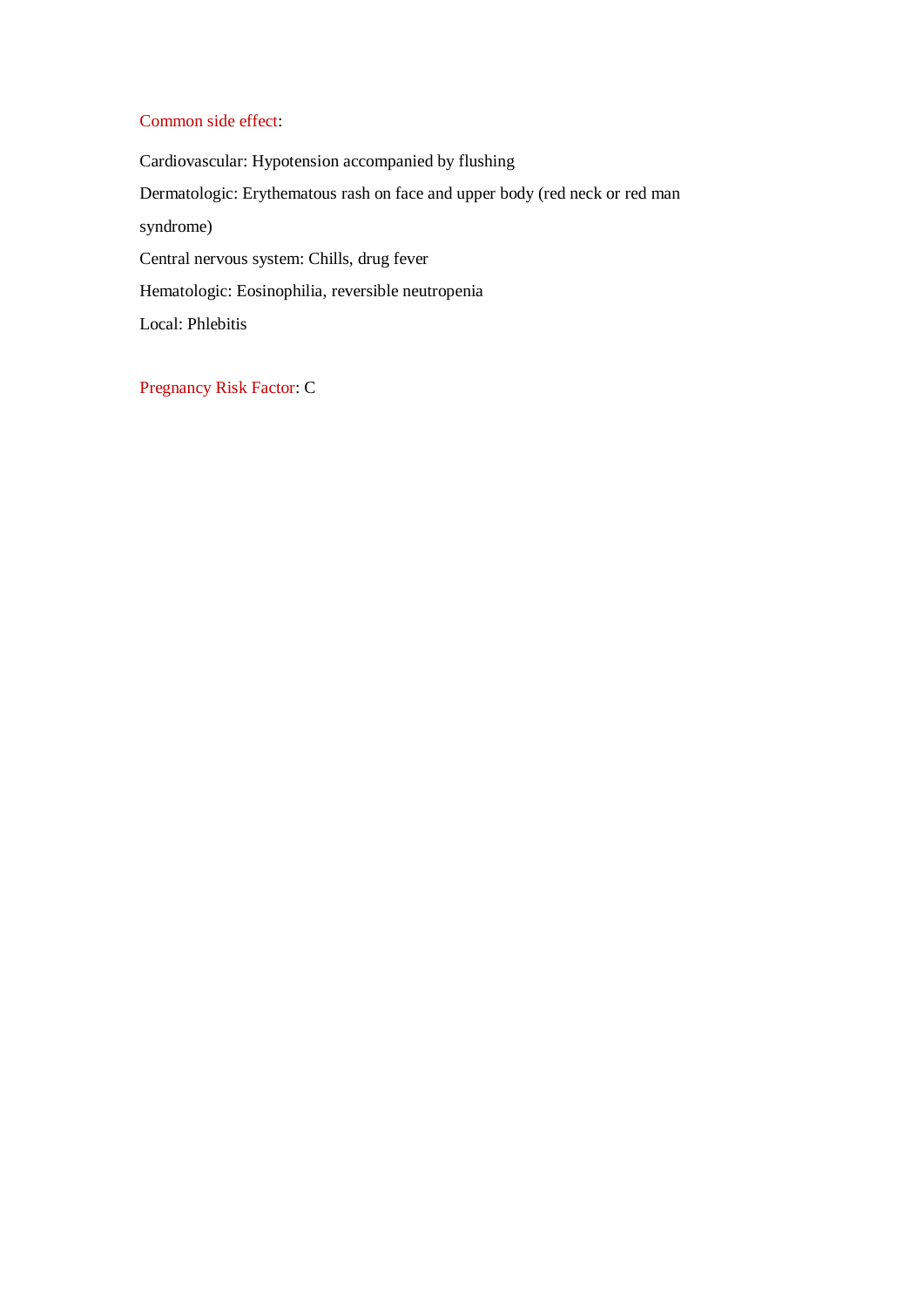Common side effect:

Cardiovascular: Hypotension accompanied by flushing

Dermatologic: Erythematous rash on face and upper body (red neck or red man syndrome)

Central nervous system: Chills, drug fever

Hematologic: Eosinophilia, reversible neutropenia

Local: Phlebitis

Pregnancy Risk Factor: C